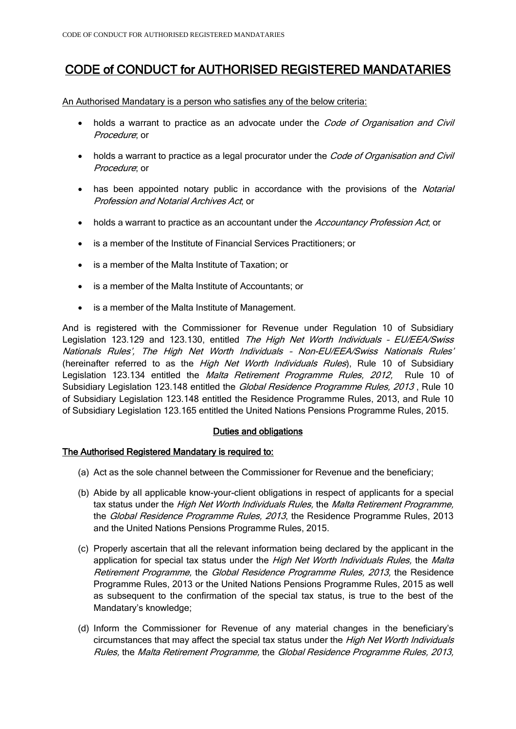# CODE of CONDUCT for AUTHORISED REGISTERED MANDATARIES

An Authorised Mandatary is a person who satisfies any of the below criteria:

- holds a warrant to practice as an advocate under the *Code of Organisation and Civil Procedure*; or
- holds a warrant to practice as a legal procurator under the *Code of Organisation and Civil Procedure*; or
- has been appointed notary public in accordance with the provisions of the *Notarial Profession and Notarial Archives Act*; or
- holds a warrant to practice as an accountant under the *Accountancy Profession Act*; or
- is a member of the Institute of Financial Services Practitioners; or
- is a member of the Malta Institute of Taxation; or
- is a member of the Malta Institute of Accountants; or
- is a member of the Malta Institute of Management.

And is registered with the Commissioner for Revenue under Regulation 10 of Subsidiary Legislation 123.129 and 123.130, entitled *The High Net Worth Individuals – EU/EEA/Swiss Nationals Rules', The High Net Worth Individuals – Non-EU/EEA/Swiss Nationals Rules'* (hereinafter referred to as the *High Net Worth Individuals Rules*), Rule 10 of Subsidiary Legislation 123.134 entitled the *Malta Retirement Programme Rules, 2012,* Rule 10 of Subsidiary Legislation 123.148 entitled the *Global Residence Programme Rules, 2013* , Rule 10 of Subsidiary Legislation 123.148 entitled the Residence Programme Rules, 2013, and Rule 10 of Subsidiary Legislation 123.165 entitled the United Nations Pensions Programme Rules, 2015.

## Duties and obligations

**The Authorised Registered Mandatary is required to:**

(a) Act as the sole channel between the Commissioner for Revenue and the beneficiary;

(b) Abide by all applicable know-your-client obligations in respect of applicants for a special tax status under the *High Net Worth Individuals Rules,* the *Malta Retirement Programme,* the *Global Residence Programme Rules, 2013*, the Residence Programme Rules, 2013 and the United Nations Pensions Programme Rules, 2015.

(c) Properly ascertain that all the relevant information being declared by the applicant in the application for special tax status under the *High Net Worth Individuals Rules,* the *Malta Retirement Programme,* the *Global Residence Programme Rules, 2013,* the Residence Programme Rules, 2013 or the United Nations Pensions Programme Rules, 2015 as well as subsequent to the confirmation of the special tax status, is true to the best of the Mandatary's knowledge;

(d) Inform the Commissioner for Revenue of any material changes in the beneficiary's circumstances that may affect the special tax status under the *High Net Worth Individuals Rules,* the *Malta Retirement Programme,* the *Global Residence Programme Rules, 2013,*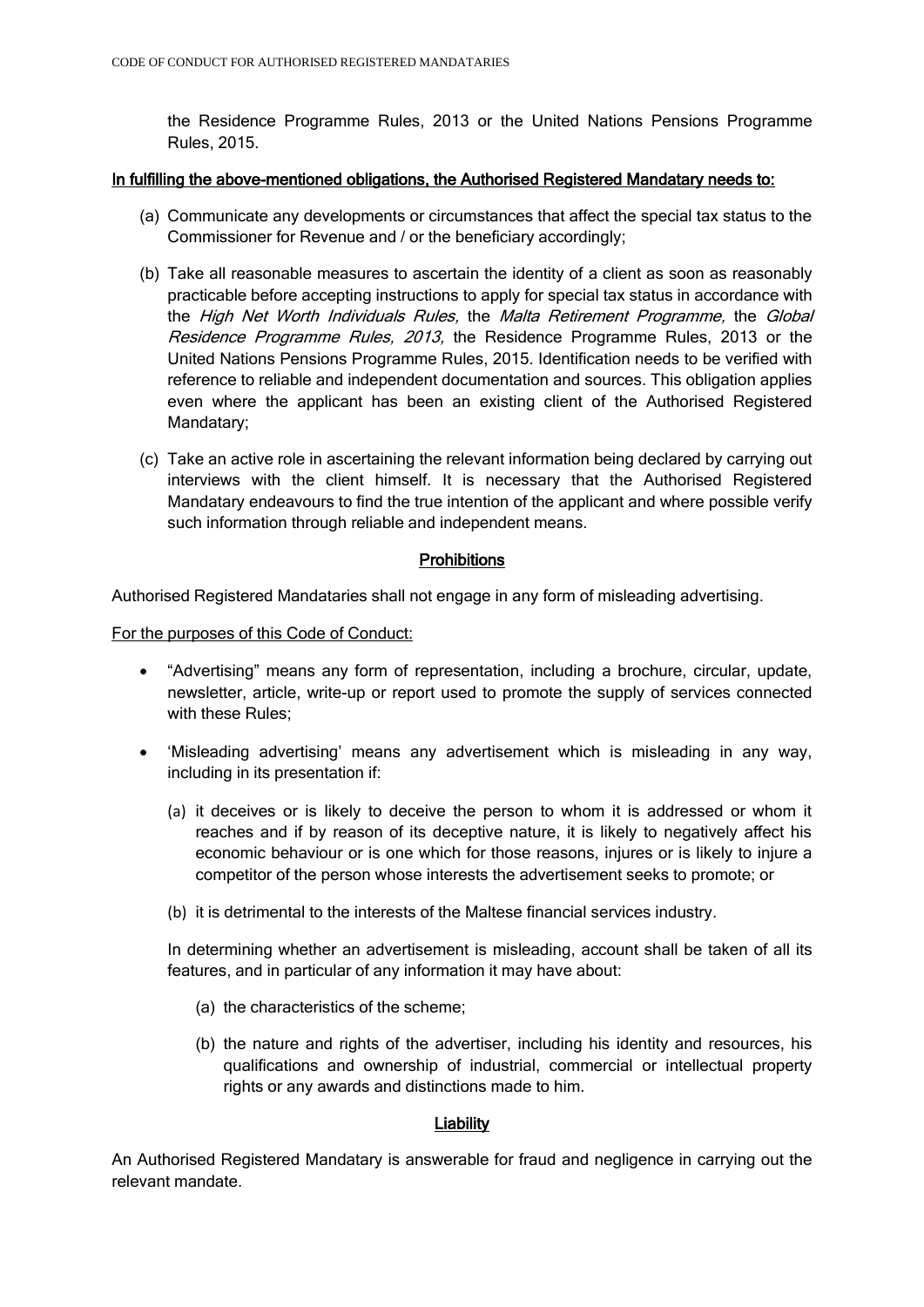the Residence Programme Rules, 2013 or the United Nations Pensions Programme Rules, 2015.

**In fulfilling the above-mentioned obligations, the Authorised Registered Mandatary needs to:**

(a) Communicate any developments or circumstances that affect the special tax status to the Commissioner for Revenue and / or the beneficiary accordingly;

(b) Take all reasonable measures to ascertain the identity of a client as soon as reasonably practicable before accepting instructions to apply for special tax status in accordance with the *High Net Worth Individuals Rules,* the *Malta Retirement Programme,* the *Global Residence Programme Rules, 2013,* the Residence Programme Rules, 2013 or the United Nations Pensions Programme Rules, 2015. Identification needs to be verified with reference to reliable and independent documentation and sources. This obligation applies even where the applicant has been an existing client of the Authorised Registered Mandatary;

(c) Take an active role in ascertaining the relevant information being declared by carrying out interviews with the client himself. It is necessary that the Authorised Registered Mandatary endeavours to find the true intention of the applicant and where possible verify such information through reliable and independent means.

## Prohibitions

Authorised Registered Mandataries shall not engage in any form of misleading advertising.

For the purposes of this Code of Conduct:

- "Advertising" means any form of representation, including a brochure, circular, update, newsletter, article, write-up or report used to promote the supply of services connected with these Rules;
- 'Misleading advertising' means any advertisement which is misleading in any way, including in its presentation if:

  (a) it deceives or is likely to deceive the person to whom it is addressed or whom it reaches and if by reason of its deceptive nature, it is likely to negatively affect his economic behaviour or is one which for those reasons, injures or is likely to injure a competitor of the person whose interests the advertisement seeks to promote; or

  (b) it is detrimental to the interests of the Maltese financial services industry.

  In determining whether an advertisement is misleading, account shall be taken of all its features, and in particular of any information it may have about:

  (a) the characteristics of the scheme;

  (b) the nature and rights of the advertiser, including his identity and resources, his qualifications and ownership of industrial, commercial or intellectual property rights or any awards and distinctions made to him.

## Liability

An Authorised Registered Mandatary is answerable for fraud and negligence in carrying out the relevant mandate.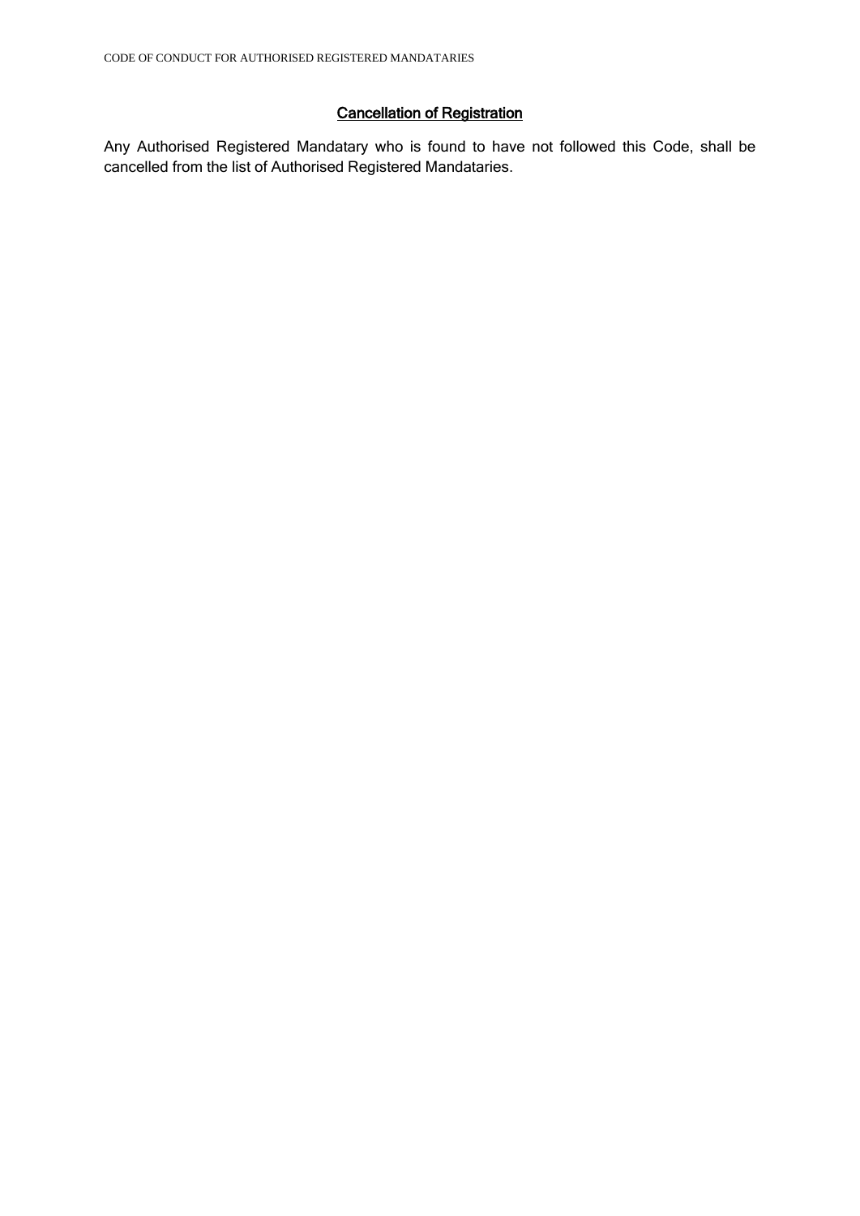## Cancellation of Registration

Any Authorised Registered Mandatary who is found to have not followed this Code, shall be cancelled from the list of Authorised Registered Mandataries.